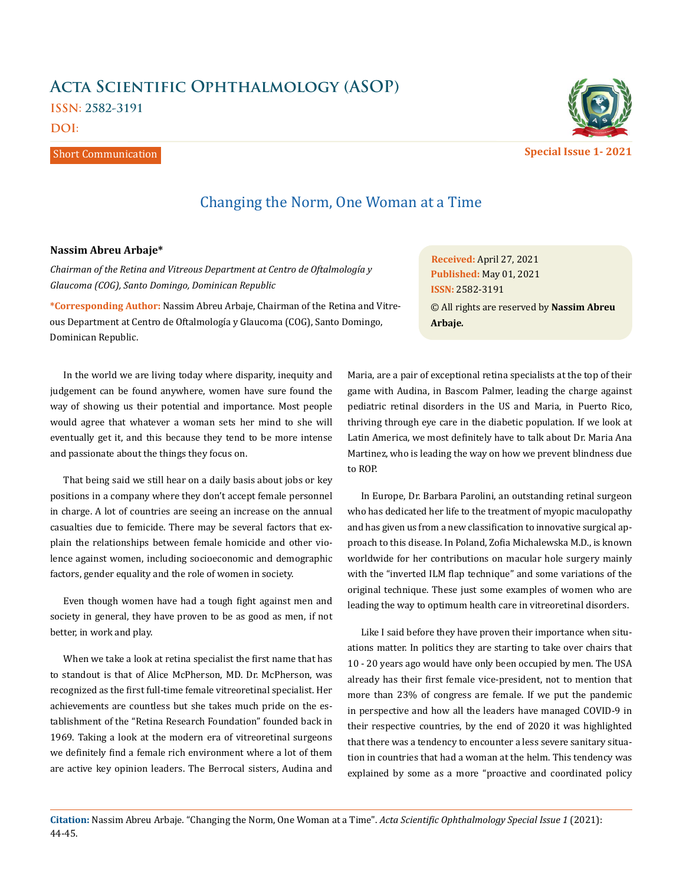# Changing the Norm, One Woman at a Time

**Nassim Abreu Arbaje***

*Chairman of the Retina and Vitreous Department at Centro de Oftalmología y Glaucoma (COG), Santo Domingo, Dominican Republic*

***Corresponding Author:** Nassim Abreu Arbaje, Chairman of the Retina and Vitreous Department at Centro de Oftalmología y Glaucoma (COG), Santo Domingo, Dominican Republic.

**Received:** April 27, 2021
**Published:** May 01, 2021
**ISSN:** 2582-3191
© All rights are reserved by **Nassim Abreu Arbaje.**

In the world we are living today where disparity, inequity and judgement can be found anywhere, women have sure found the way of showing us their potential and importance. Most people would agree that whatever a woman sets her mind to she will eventually get it, and this because they tend to be more intense and passionate about the things they focus on.

That being said we still hear on a daily basis about jobs or key positions in a company where they don't accept female personnel in charge. A lot of countries are seeing an increase on the annual casualties due to femicide. There may be several factors that explain the relationships between female homicide and other violence against women, including socioeconomic and demographic factors, gender equality and the role of women in society.

Even though women have had a tough fight against men and society in general, they have proven to be as good as men, if not better, in work and play.

When we take a look at retina specialist the first name that has to standout is that of Alice McPherson, MD. Dr. McPherson, was recognized as the first full-time female vitreoretinal specialist. Her achievements are countless but she takes much pride on the establishment of the "Retina Research Foundation" founded back in 1969. Taking a look at the modern era of vitreoretinal surgeons we definitely find a female rich environment where a lot of them are active key opinion leaders. The Berrocal sisters, Audina and Maria, are a pair of exceptional retina specialists at the top of their game with Audina, in Bascom Palmer, leading the charge against pediatric retinal disorders in the US and Maria, in Puerto Rico, thriving through eye care in the diabetic population. If we look at Latin America, we most definitely have to talk about Dr. Maria Ana Martinez, who is leading the way on how we prevent blindness due to ROP.

In Europe, Dr. Barbara Parolini, an outstanding retinal surgeon who has dedicated her life to the treatment of myopic maculopathy and has given us from a new classification to innovative surgical approach to this disease. In Poland, Zofia Michalewska M.D., is known worldwide for her contributions on macular hole surgery mainly with the "inverted ILM flap technique" and some variations of the original technique. These just some examples of women who are leading the way to optimum health care in vitreoretinal disorders.

Like I said before they have proven their importance when situations matter. In politics they are starting to take over chairs that 10 - 20 years ago would have only been occupied by men. The USA already has their first female vice-president, not to mention that more than 23% of congress are female. If we put the pandemic in perspective and how all the leaders have managed COVID-9 in their respective countries, by the end of 2020 it was highlighted that there was a tendency to encounter a less severe sanitary situation in countries that had a woman at the helm. This tendency was explained by some as a more "proactive and coordinated policy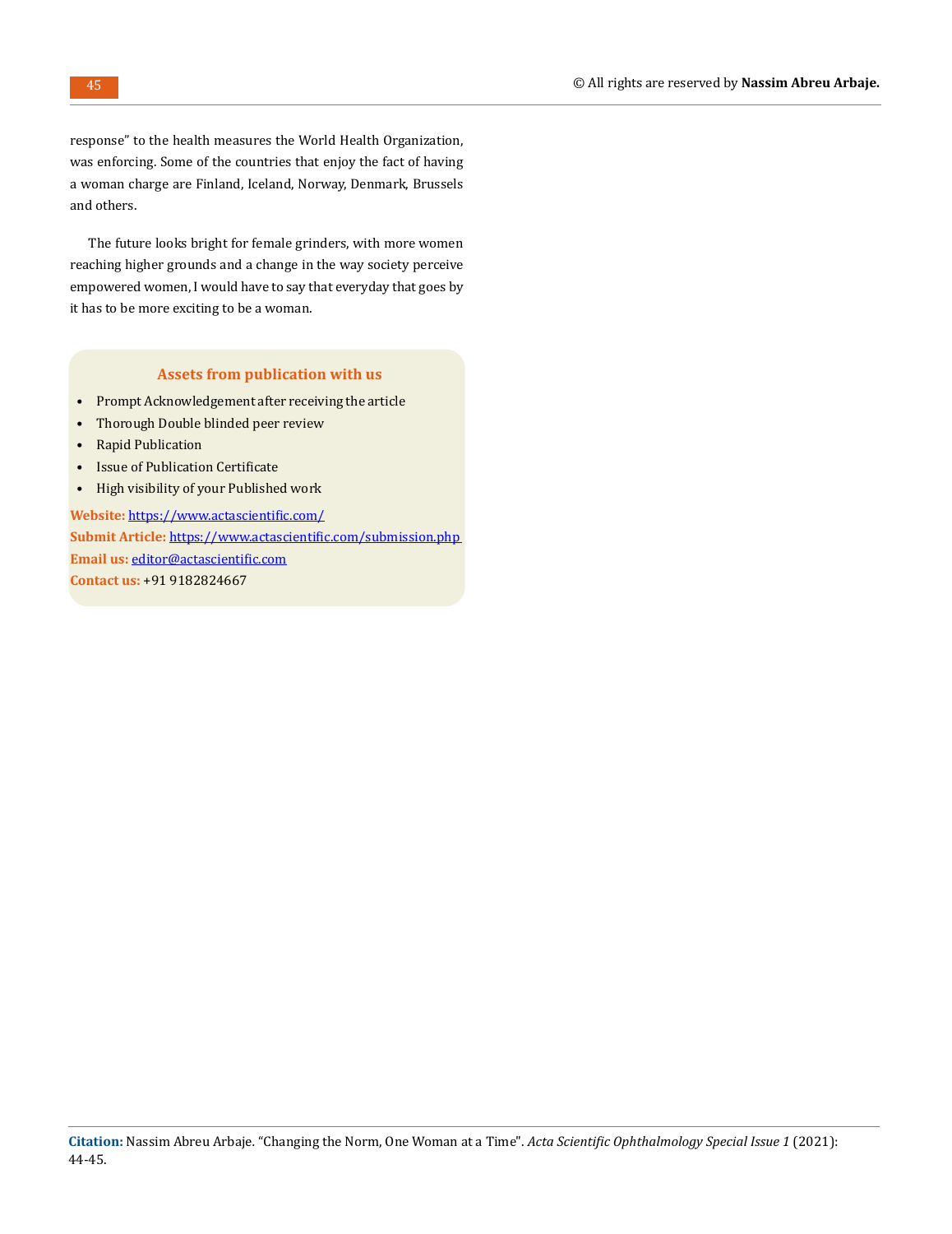response" to the health measures the World Health Organization, was enforcing. Some of the countries that enjoy the fact of having a woman charge are Finland, Iceland, Norway, Denmark, Brussels and others.

The future looks bright for female grinders, with more women reaching higher grounds and a change in the way society perceive empowered women, I would have to say that everyday that goes by it has to be more exciting to be a woman.

**Assets from publication with us**

- Prompt Acknowledgement after receiving the article
- Thorough Double blinded peer review
- Rapid Publication
- Issue of Publication Certificate
- High visibility of your Published work

**Website:** https://www.actascientific.com/
**Submit Article:** https://www.actascientific.com/submission.php
**Email us:** editor@actascientific.com
**Contact us:** +91 9182824667